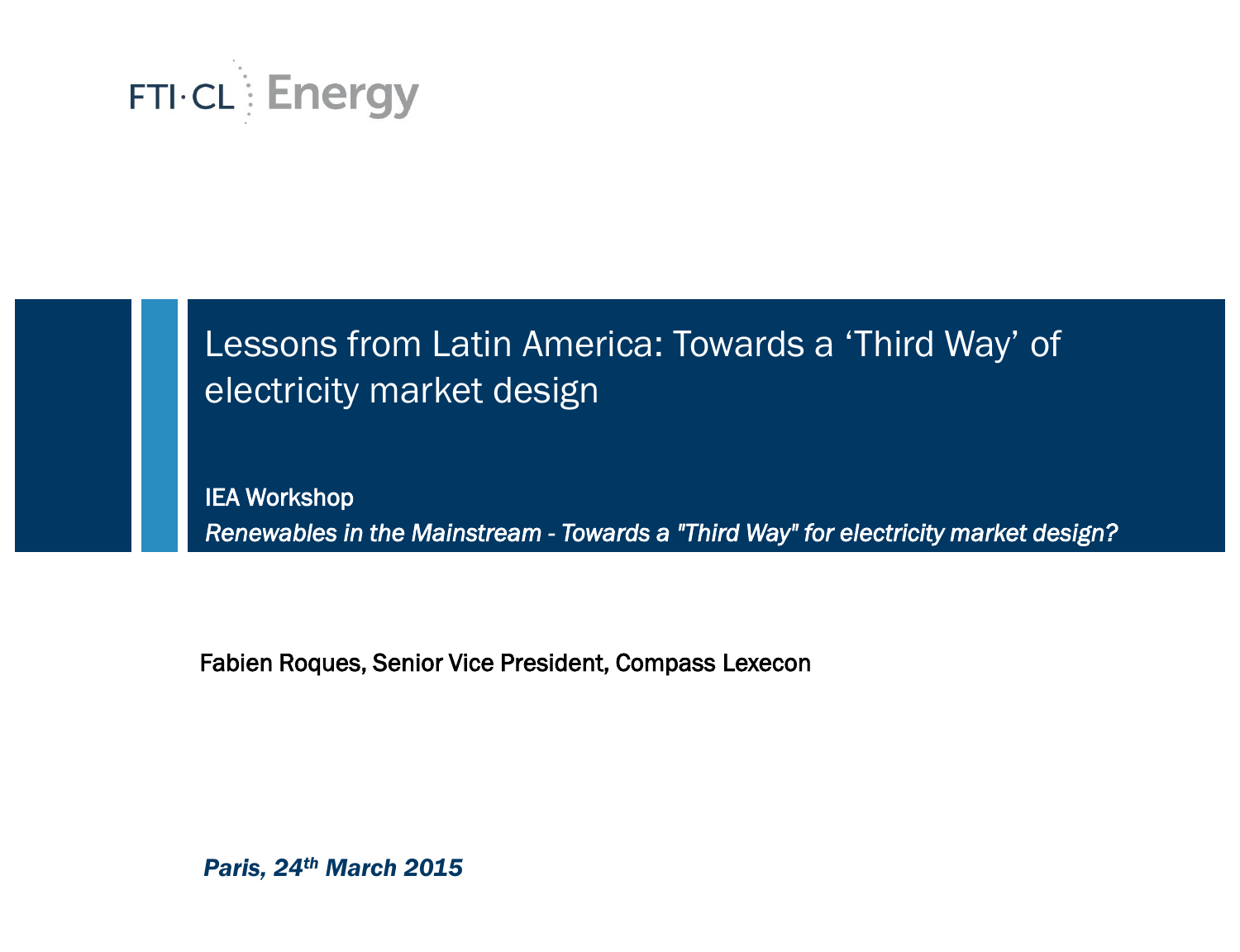FTI·CL Energy

# Lessons from Latin America: Towards a ‘Third Way’ of electricity market design

**IEA Workshop**

*Renewables in the Mainstream - Towards a "Third Way" for electricity market design?*

Fabien Roques, Senior Vice President, Compass Lexecon

***Paris, 24th March 2015***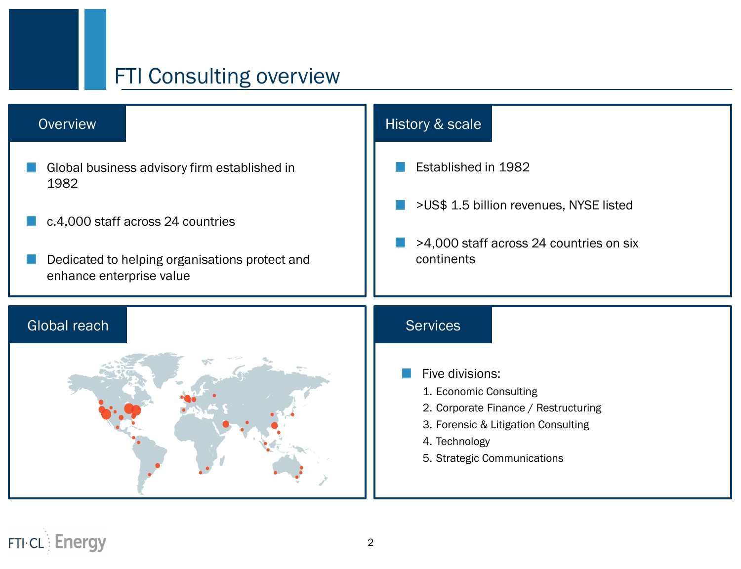# FTI Consulting overview

## Overview

- Global business advisory firm established in 1982
- c.4,000 staff across 24 countries
- Dedicated to helping organisations protect and enhance enterprise value

## History & scale

- Established in 1982
- >US$ 1.5 billion revenues, NYSE listed
- >4,000 staff across 24 countries on six continents

## Global reach

## Services

- Five divisions:
  1. Economic Consulting
  2. Corporate Finance / Restructuring
  3. Forensic & Litigation Consulting
  4. Technology
  5. Strategic Communications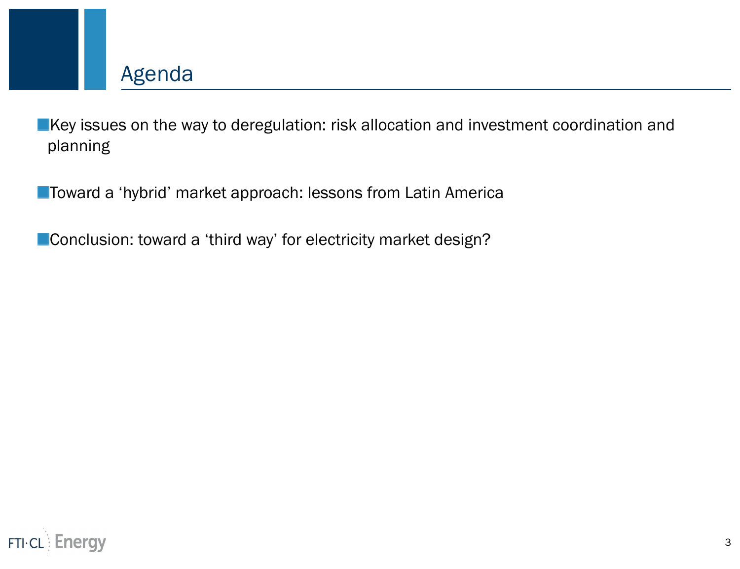# Agenda

- Key issues on the way to deregulation: risk allocation and investment coordination and planning
- Toward a 'hybrid' market approach: lessons from Latin America
- Conclusion: toward a 'third way' for electricity market design?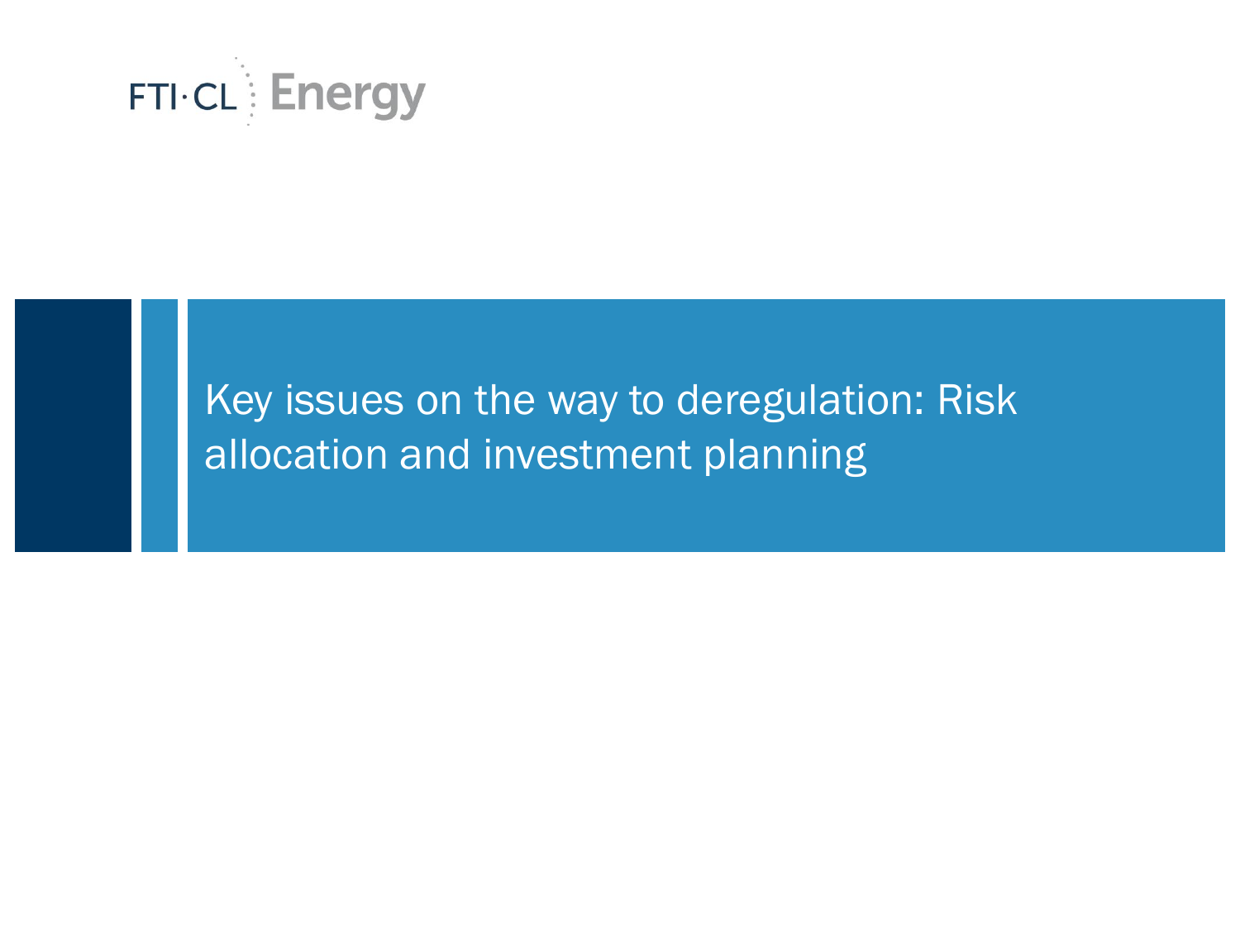FTI·CL Energy

# Key issues on the way to deregulation: Risk allocation and investment planning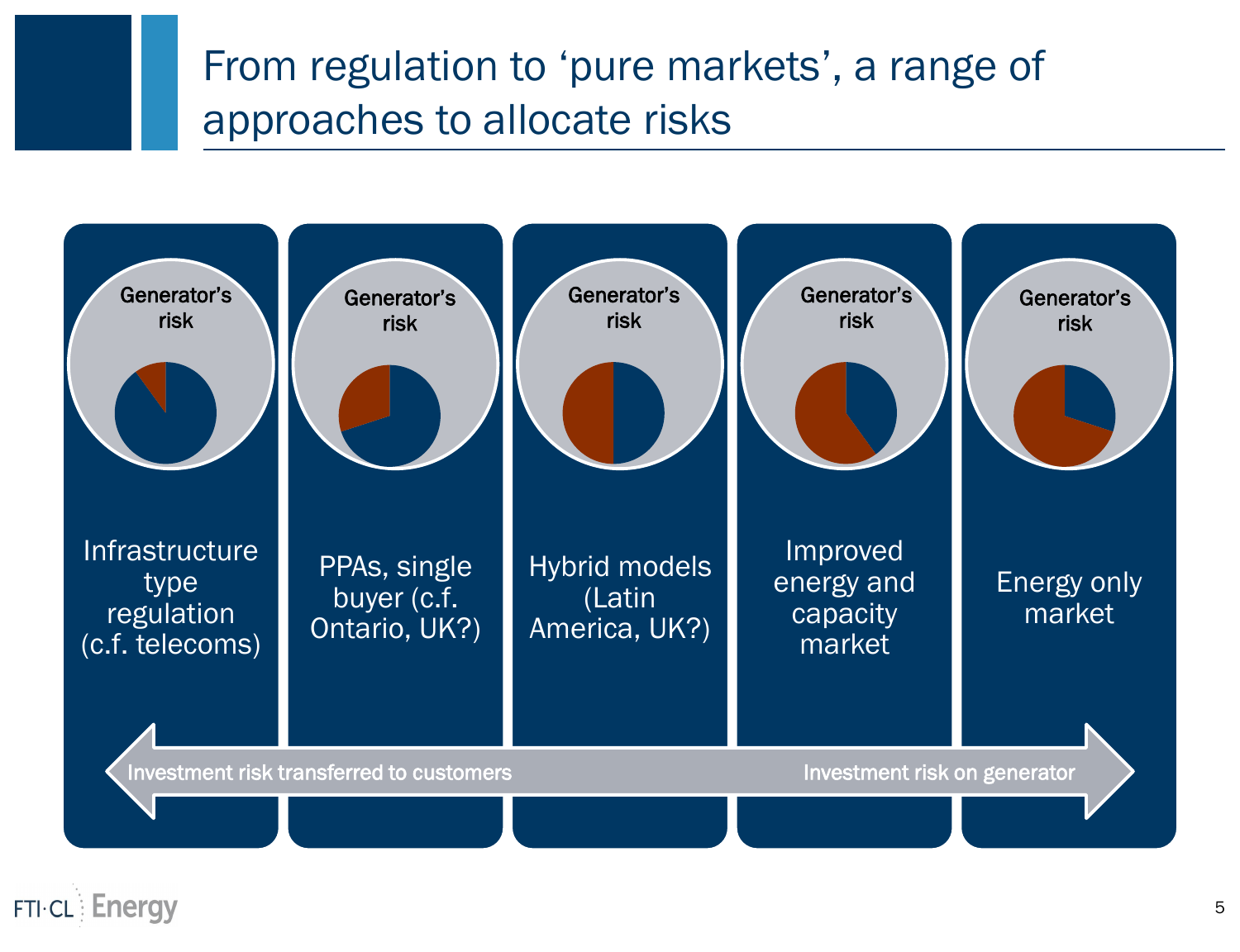# From regulation to 'pure markets', a range of approaches to allocate risks

| Generator's risk | Generator's risk | Generator's risk | Generator's risk | Generator's risk |
|---|---|---|---|---|
| Infrastructure type regulation (c.f. telecoms) | PPAs, single buyer (c.f. Ontario, UK?) | Hybrid models (Latin America, UK?) | Improved energy and capacity market | Energy only market |

Investment risk transferred to customers ⟷ Investment risk on generator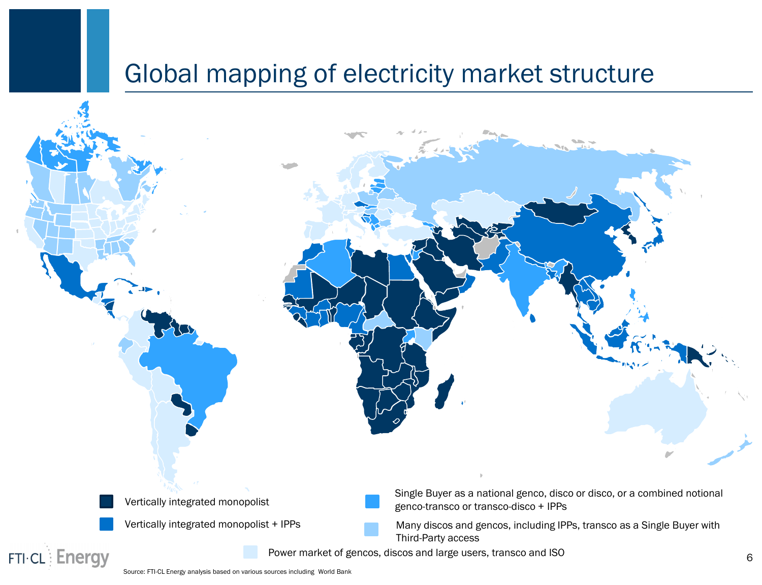# Global mapping of electricity market structure

- Vertically integrated monopolist
- Vertically integrated monopolist + IPPs
- Single Buyer as a national genco, disco or disco, or a combined notional genco-transco or transco-disco + IPPs
- Many discos and gencos, including IPPs, transco as a Single Buyer with Third-Party access
- Power market of gencos, discos and large users, transco and ISO

Source: FTI-CL Energy analysis based on various sources including World Bank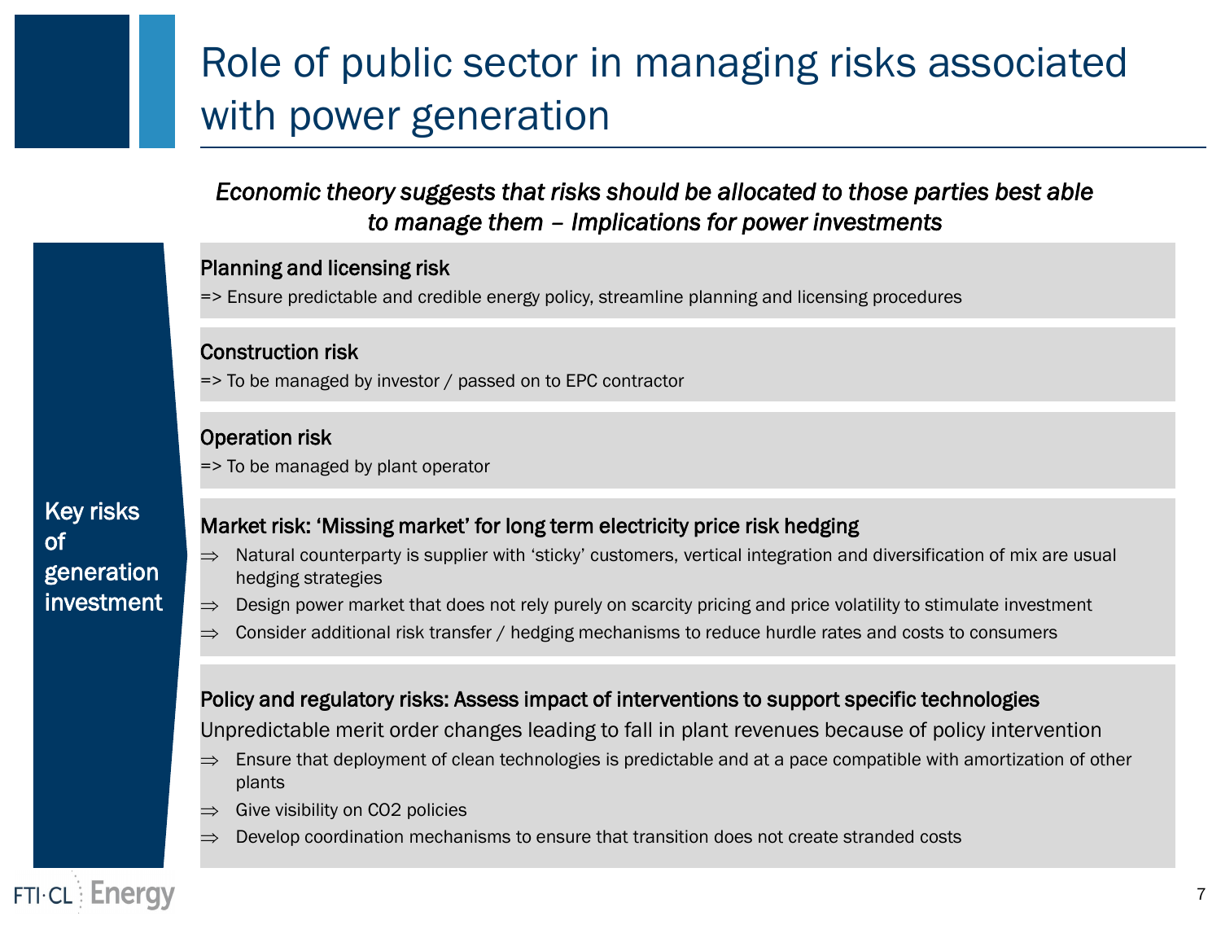# Role of public sector in managing risks associated with power generation

*Economic theory suggests that risks should be allocated to those parties best able to manage them – Implications for power investments*

**Key risks of generation investment**

**Planning and licensing risk**

=> Ensure predictable and credible energy policy, streamline planning and licensing procedures

**Construction risk**

=> To be managed by investor / passed on to EPC contractor

**Operation risk**

=> To be managed by plant operator

**Market risk: 'Missing market' for long term electricity price risk hedging**

- ⇒ Natural counterparty is supplier with 'sticky' customers, vertical integration and diversification of mix are usual hedging strategies
- ⇒ Design power market that does not rely purely on scarcity pricing and price volatility to stimulate investment
- ⇒ Consider additional risk transfer / hedging mechanisms to reduce hurdle rates and costs to consumers

**Policy and regulatory risks: Assess impact of interventions to support specific technologies**

Unpredictable merit order changes leading to fall in plant revenues because of policy intervention

- ⇒ Ensure that deployment of clean technologies is predictable and at a pace compatible with amortization of other plants
- ⇒ Give visibility on $CO_2$ policies
- ⇒ Develop coordination mechanisms to ensure that transition does not create stranded costs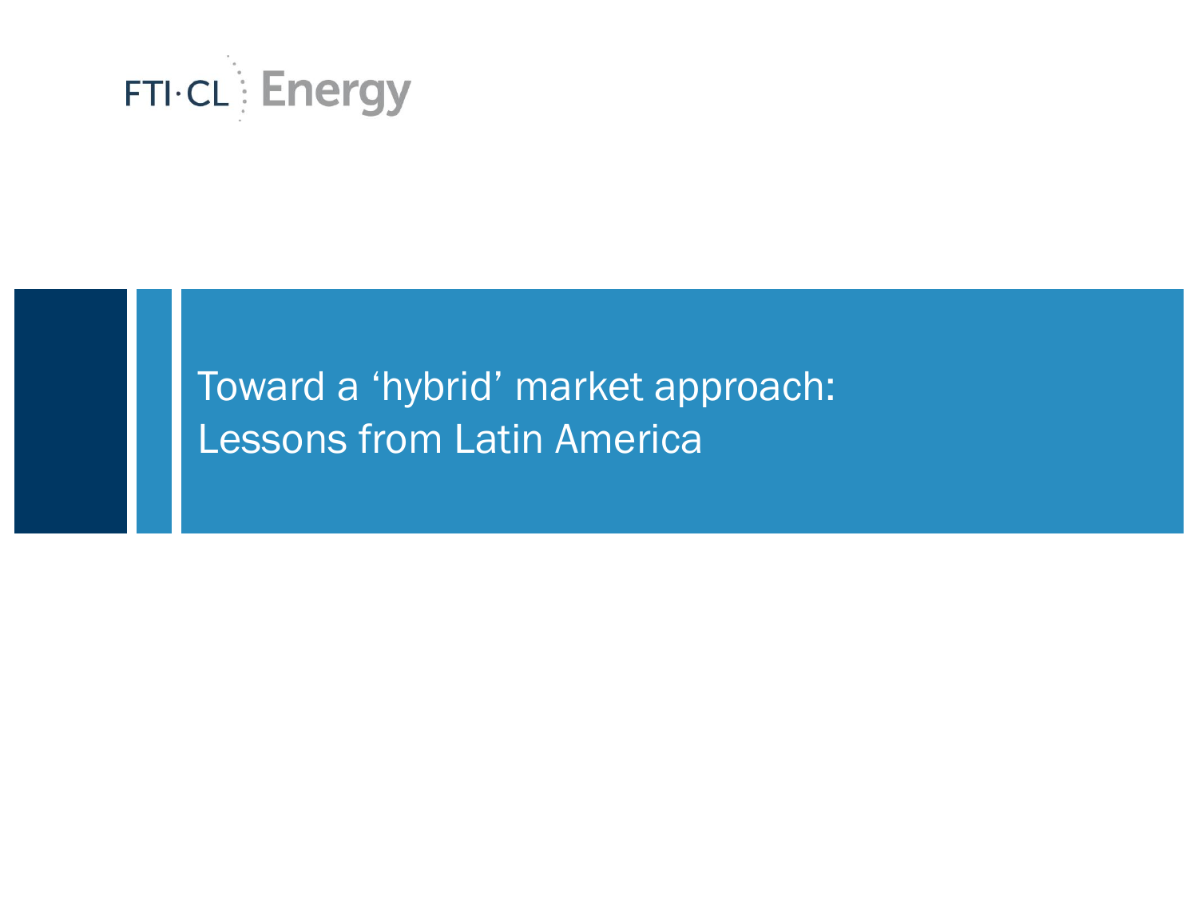FTI·CL Energy

# Toward a ‘hybrid’ market approach: Lessons from Latin America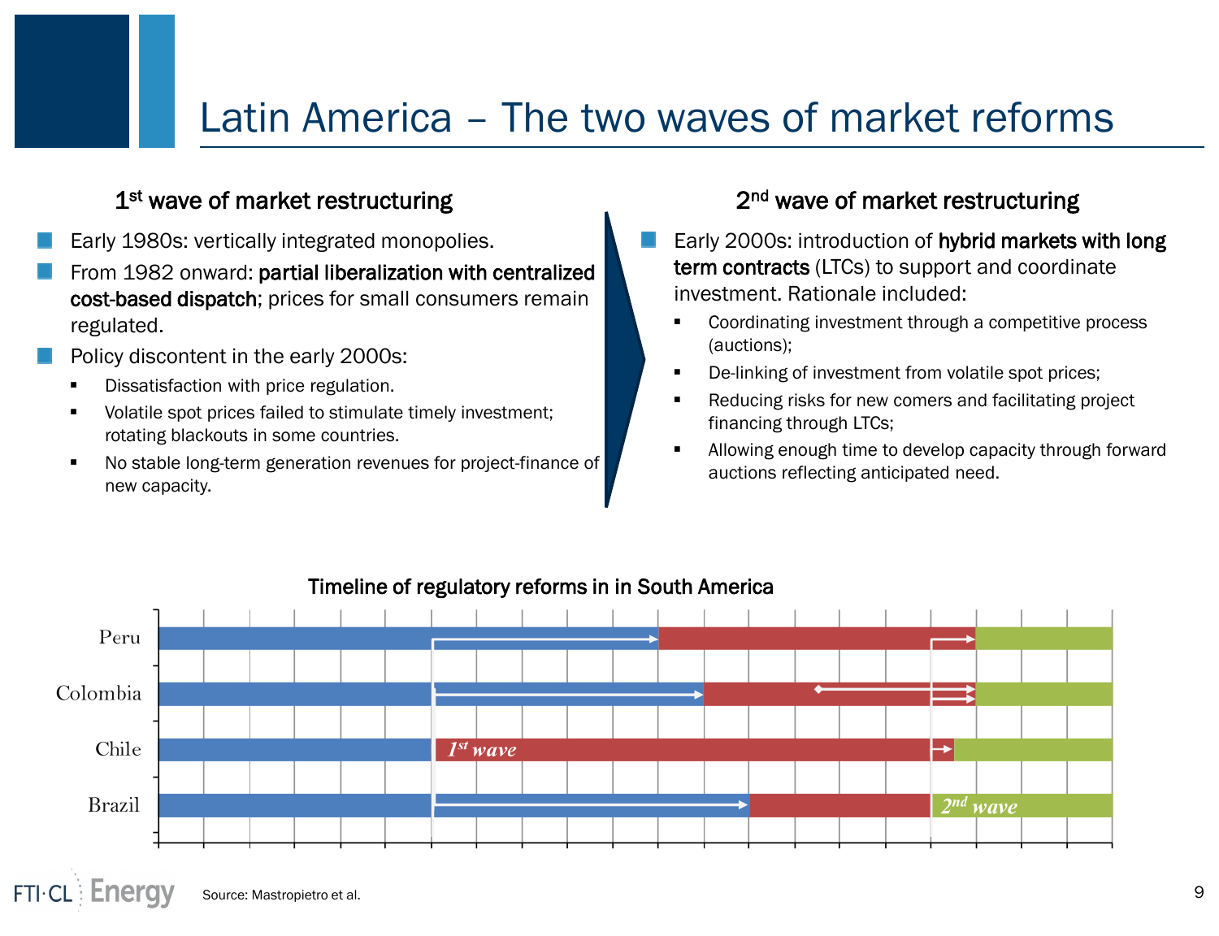# Latin America – The two waves of market reforms

## 1st wave of market restructuring

- Early 1980s: vertically integrated monopolies.
- From 1982 onward: **partial liberalization with centralized cost-based dispatch**; prices for small consumers remain regulated.
- Policy discontent in the early 2000s:
  - Dissatisfaction with price regulation.
  - Volatile spot prices failed to stimulate timely investment; rotating blackouts in some countries.
  - No stable long-term generation revenues for project-finance of new capacity.

## 2nd wave of market restructuring

- Early 2000s: introduction of **hybrid markets with long term contracts** (LTCs) to support and coordinate investment. Rationale included:
  - Coordinating investment through a competitive process (auctions);
  - De-linking of investment from volatile spot prices;
  - Reducing risks for new comers and facilitating project financing through LTCs;
  - Allowing enough time to develop capacity through forward auctions reflecting anticipated need.

### Timeline of regulatory reforms in in South America

Peru

Colombia

Chile

Brazil

*1st wave*

*2nd wave*

Source: Mastropietro et al.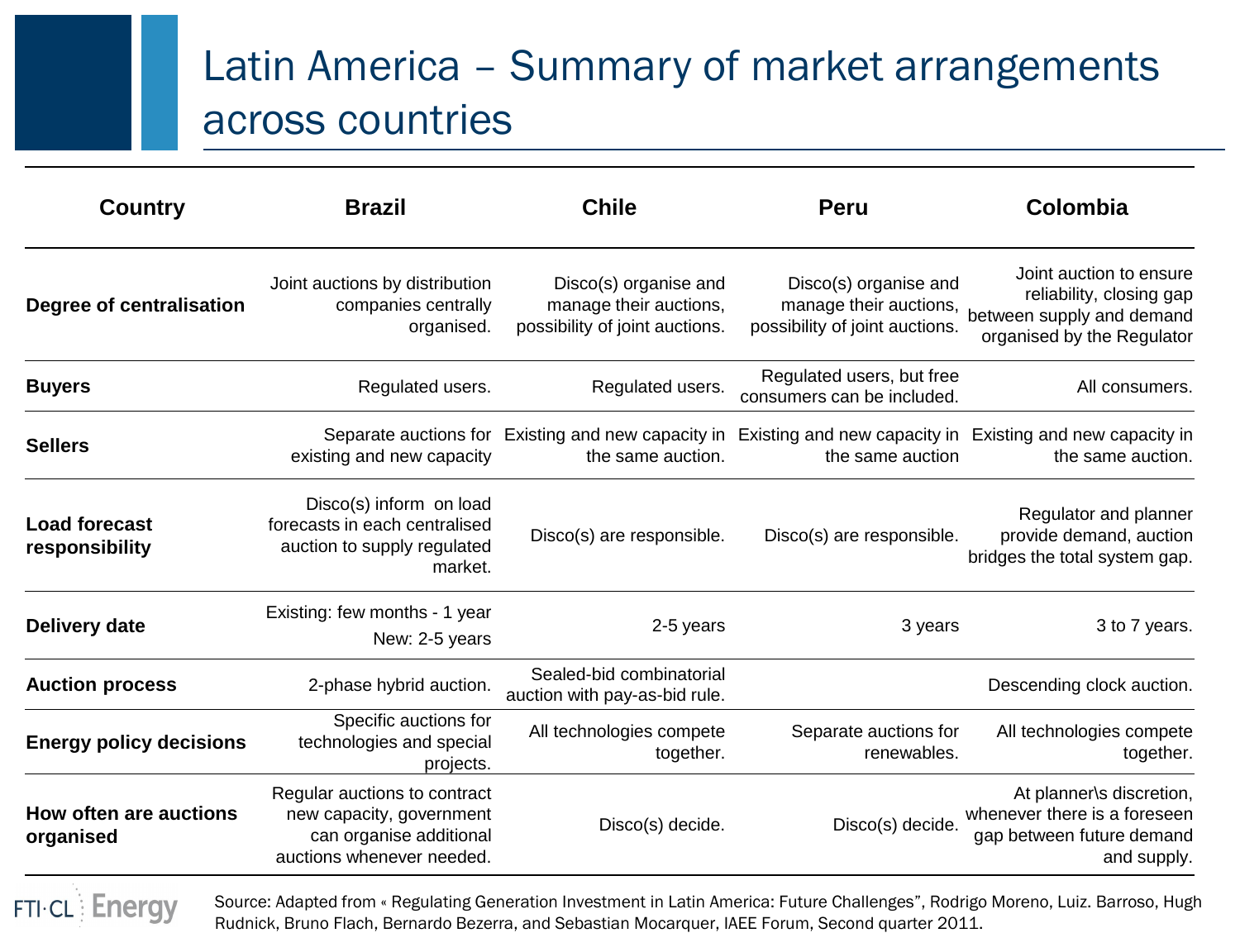# Latin America – Summary of market arrangements across countries

| Country | Brazil | Chile | Peru | Colombia |
|---|---|---|---|---|
| **Degree of centralisation** | Joint auctions by distribution companies centrally organised. | Disco(s) organise and manage their auctions, possibility of joint auctions. | Disco(s) organise and manage their auctions, possibility of joint auctions. | Joint auction to ensure reliability, closing gap between supply and demand organised by the Regulator |
| **Buyers** | Regulated users. | Regulated users. | Regulated users, but free consumers can be included. | All consumers. |
| **Sellers** | Separate auctions for existing and new capacity | Existing and new capacity in the same auction. | Existing and new capacity in the same auction | Existing and new capacity in the same auction. |
| **Load forecast responsibility** | Disco(s) inform on load forecasts in each centralised auction to supply regulated market. | Disco(s) are responsible. | Disco(s) are responsible. | Regulator and planner provide demand, auction bridges the total system gap. |
| **Delivery date** | Existing: few months - 1 year<br>New: 2-5 years | 2-5 years | 3 years | 3 to 7 years. |
| **Auction process** | 2-phase hybrid auction. | Sealed-bid combinatorial auction with pay-as-bid rule. | | Descending clock auction. |
| **Energy policy decisions** | Specific auctions for technologies and special projects. | All technologies compete together. | Separate auctions for renewables. | All technologies compete together. |
| **How often are auctions organised** | Regular auctions to contract new capacity, government can organise additional auctions whenever needed. | Disco(s) decide. | Disco(s) decide. | At planner\s discretion, whenever there is a foreseen gap between future demand and supply. |

Source: Adapted from « Regulating Generation Investment in Latin America: Future Challenges", Rodrigo Moreno, Luiz. Barroso, Hugh Rudnick, Bruno Flach, Bernardo Bezerra, and Sebastian Mocarquer, IAEE Forum, Second quarter 2011.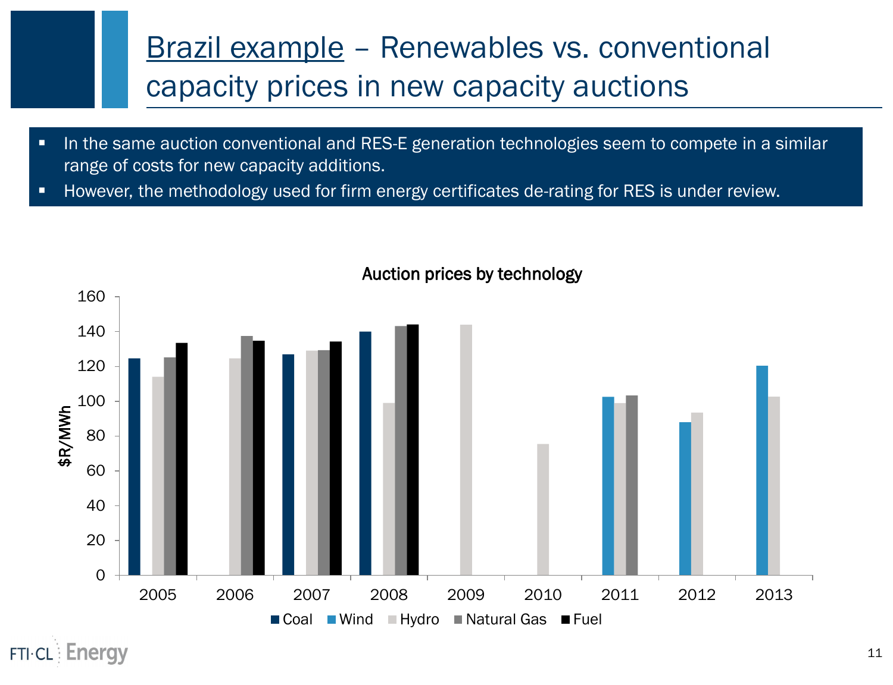# Brazil example – Renewables vs. conventional capacity prices in new capacity auctions

- In the same auction conventional and RES-E generation technologies seem to compete in a similar range of costs for new capacity additions.
- However, the methodology used for firm energy certificates de-rating for RES is under review.

**Auction prices by technology**

$R/MWh

| Year | Coal | Wind | Hydro | Natural Gas | Fuel |
|---|---|---|---|---|---|
| 2005 | 124.5 | | 114 | 125 | 133.5 |
| 2006 | | | 124.5 | 137.5 | 135 |
| 2007 | 127 | | 129 | 129 | 134.5 |
| 2008 | 140 | | 99 | 143 | 144 |
| 2009 | | | 144 | | |
| 2010 | | | 75.5 | | |
| 2011 | | 102.5 | 99 | 103 | |
| 2012 | | 88 | 93.5 | | |
| 2013 | | 120.5 | 102.5 | | |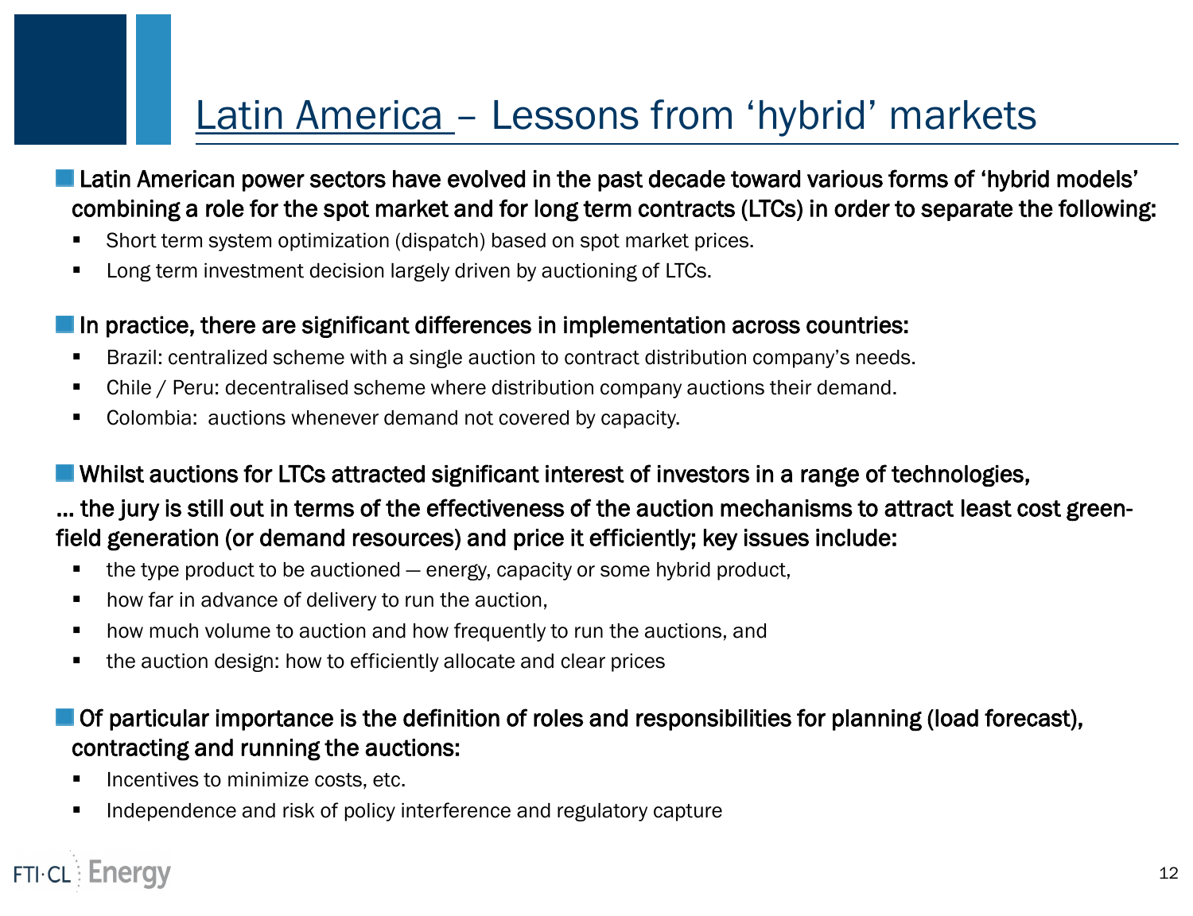# Latin America – Lessons from 'hybrid' markets

- **Latin American power sectors have evolved in the past decade toward various forms of 'hybrid models' combining a role for the spot market and for long term contracts (LTCs) in order to separate the following:**
  - Short term system optimization (dispatch) based on spot market prices.
  - Long term investment decision largely driven by auctioning of LTCs.

- **In practice, there are significant differences in implementation across countries:**
  - Brazil: centralized scheme with a single auction to contract distribution company's needs.
  - Chile / Peru: decentralised scheme where distribution company auctions their demand.
  - Colombia: auctions whenever demand not covered by capacity.

- **Whilst auctions for LTCs attracted significant interest of investors in a range of technologies,**

**… the jury is still out in terms of the effectiveness of the auction mechanisms to attract least cost green-field generation (or demand resources) and price it efficiently; key issues include:**

  - the type product to be auctioned — energy, capacity or some hybrid product,
  - how far in advance of delivery to run the auction,
  - how much volume to auction and how frequently to run the auctions, and
  - the auction design: how to efficiently allocate and clear prices

- **Of particular importance is the definition of roles and responsibilities for planning (load forecast), contracting and running the auctions:**
  - Incentives to minimize costs, etc.
  - Independence and risk of policy interference and regulatory capture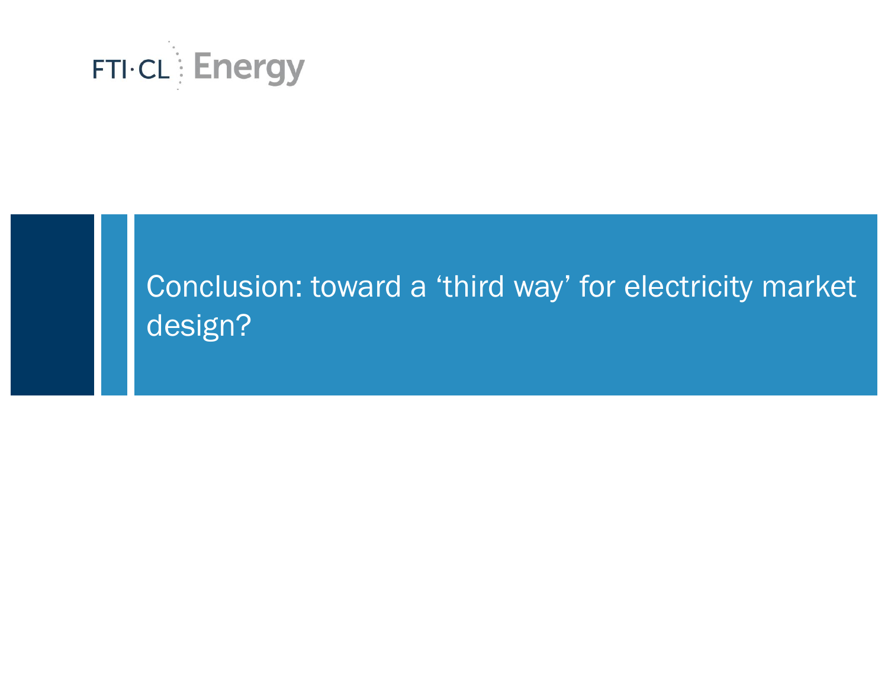# Conclusion: toward a 'third way' for electricity market design?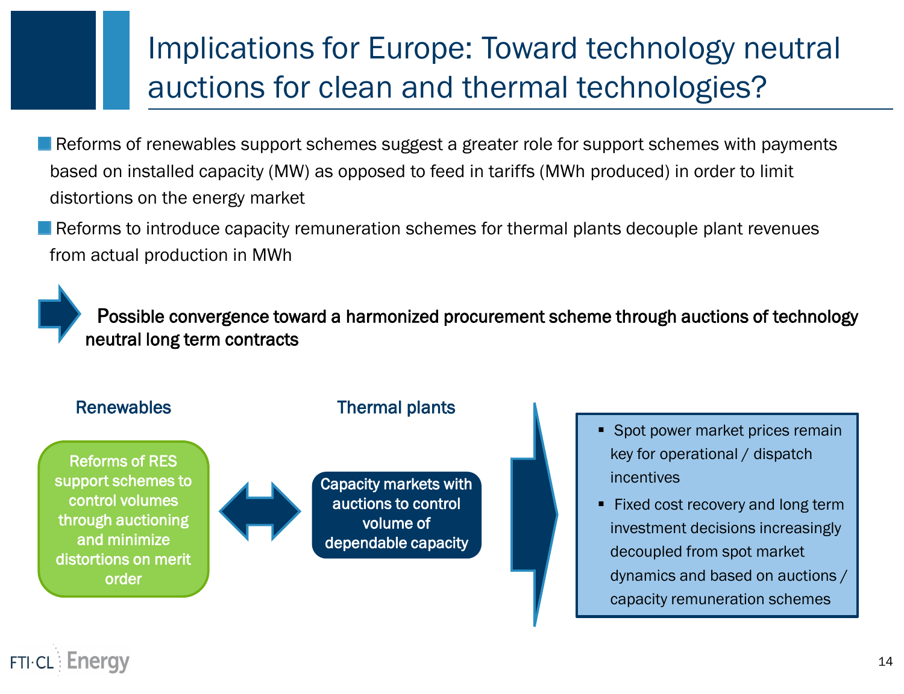# Implications for Europe: Toward technology neutral auctions for clean and thermal technologies?

- Reforms of renewables support schemes suggest a greater role for support schemes with payments based on installed capacity (MW) as opposed to feed in tariffs (MWh produced) in order to limit distortions on the energy market
- Reforms to introduce capacity remuneration schemes for thermal plants decouple plant revenues from actual production in MWh

→ **Possible convergence toward a harmonized procurement scheme through auctions of technology neutral long term contracts**

**Renewables**

Reforms of RES support schemes to control volumes through auctioning and minimize distortions on merit order

↔

**Thermal plants**

Capacity markets with auctions to control volume of dependable capacity

→

- Spot power market prices remain key for operational / dispatch incentives
- Fixed cost recovery and long term investment decisions increasingly decoupled from spot market dynamics and based on auctions / capacity remuneration schemes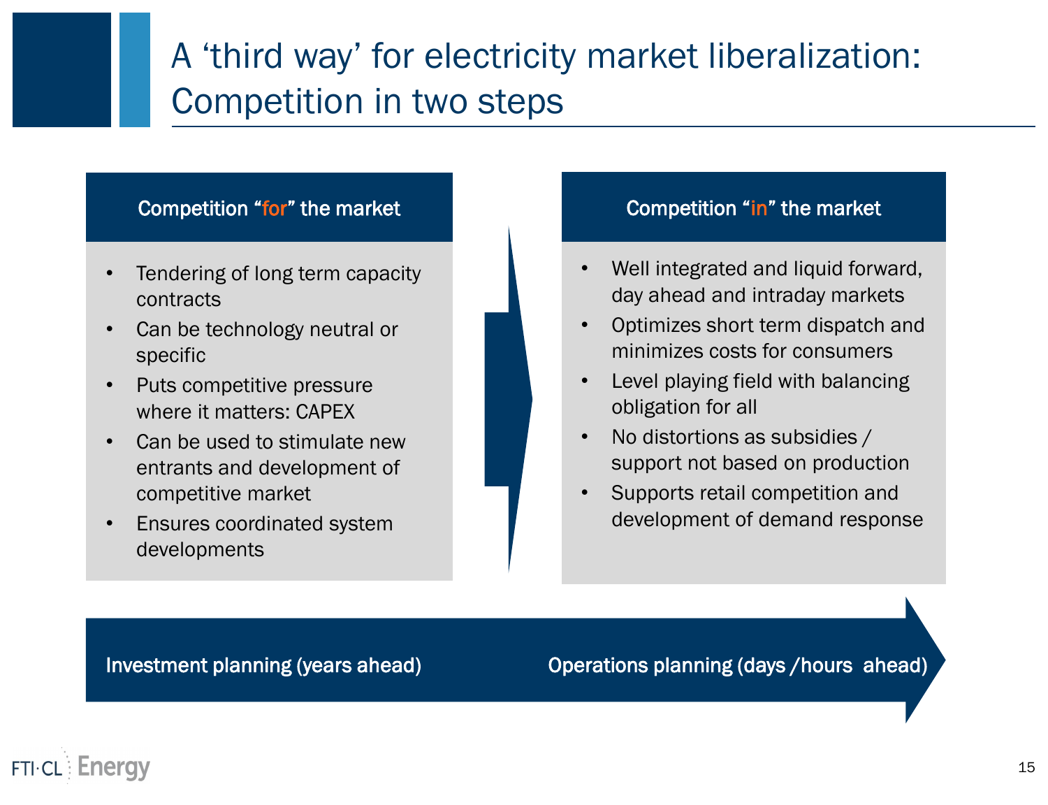# A ‘third way’ for electricity market liberalization: Competition in two steps

## Competition “for” the market

- Tendering of long term capacity contracts
- Can be technology neutral or specific
- Puts competitive pressure where it matters: CAPEX
- Can be used to stimulate new entrants and development of competitive market
- Ensures coordinated system developments

## Competition “in” the market

- Well integrated and liquid forward, day ahead and intraday markets
- Optimizes short term dispatch and minimizes costs for consumers
- Level playing field with balancing obligation for all
- No distortions as subsidies / support not based on production
- Supports retail competition and development of demand response

**Investment planning (years ahead)** → **Operations planning (days /hours ahead)**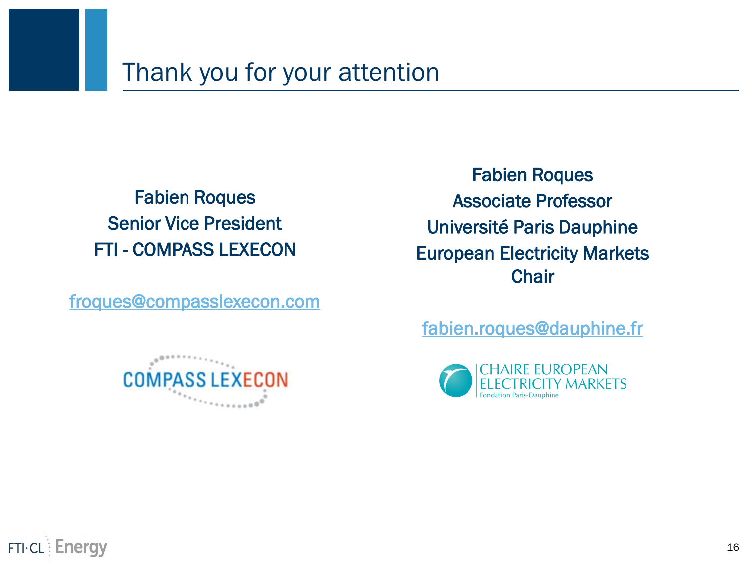# Thank you for your attention

Fabien Roques
Senior Vice President
FTI - COMPASS LEXECON

froques@compasslexecon.com

COMPASS LEXECON

Fabien Roques
Associate Professor
Université Paris Dauphine
European Electricity Markets Chair

fabien.roques@dauphine.fr

CHAIRE EUROPEAN ELECTRICITY MARKETS
Fondation Paris-Dauphine